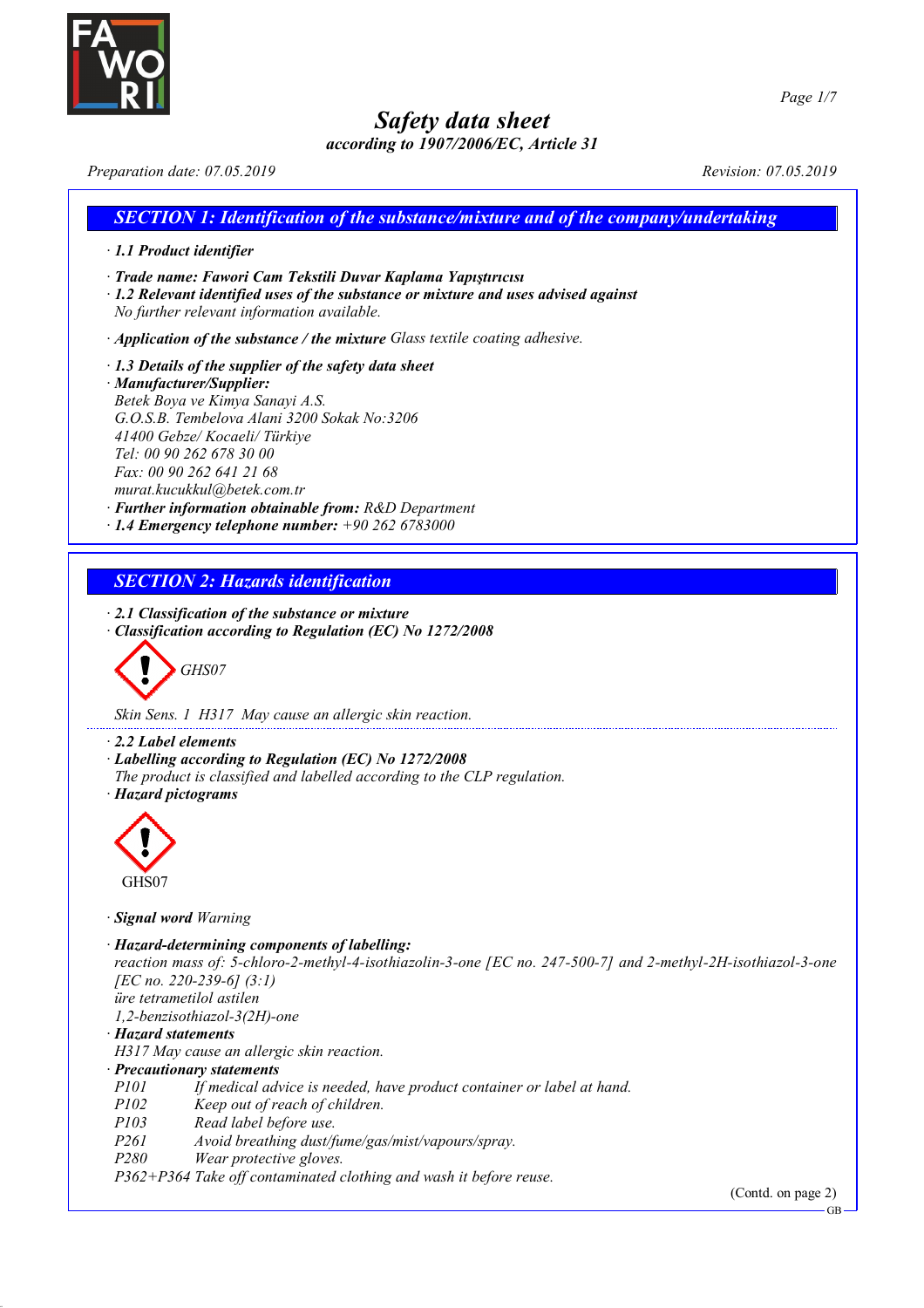# Safety data sheet

*according to 1907/2006/EC, Article 31*

*Preparation date: 07.05.2019* *Revision: 07.05.2019*

## SECTION 1: Identification of the substance/mixture and of the company/undertaking

· **1.1 Product identifier**

· **Trade name: Fawori Cam Tekstili Duvar Kaplama Yapıştırıcısı**

· **1.2 Relevant identified uses of the substance or mixture and uses advised against**
No further relevant information available.

· **Application of the substance / the mixture** Glass textile coating adhesive.

· **1.3 Details of the supplier of the safety data sheet**

· **Manufacturer/Supplier:**
Betek Boya ve Kimya Sanayi A.S.
G.O.S.B. Tembelova Alani 3200 Sokak No:3206
41400 Gebze/ Kocaeli/ Türkiye
Tel: 00 90 262 678 30 00
Fax: 00 90 262 641 21 68
murat.kucukkul@betek.com.tr

· **Further information obtainable from:** R&D Department

· **1.4 Emergency telephone number:** +90 262 6783000

## SECTION 2: Hazards identification

· **2.1 Classification of the substance or mixture**

· **Classification according to Regulation (EC) No 1272/2008**

GHS07

Skin Sens. 1 H317 May cause an allergic skin reaction.

· **2.2 Label elements**

· **Labelling according to Regulation (EC) No 1272/2008**
The product is classified and labelled according to the CLP regulation.

· **Hazard pictograms**

GHS07

· **Signal word** Warning

· **Hazard-determining components of labelling:**
reaction mass of: 5-chloro-2-methyl-4-isothiazolin-3-one [EC no. 247-500-7] and 2-methyl-2H-isothiazol-3-one [EC no. 220-239-6] (3:1)
üre tetrametilol astilen
1,2-benzisothiazol-3(2H)-one

· **Hazard statements**
H317 May cause an allergic skin reaction.

· **Precautionary statements**

P101 If medical advice is needed, have product container or label at hand.
P102 Keep out of reach of children.
P103 Read label before use.
P261 Avoid breathing dust/fume/gas/mist/vapours/spray.
P280 Wear protective gloves.
P362+P364 Take off contaminated clothing and wash it before reuse.

(Contd. on page 2)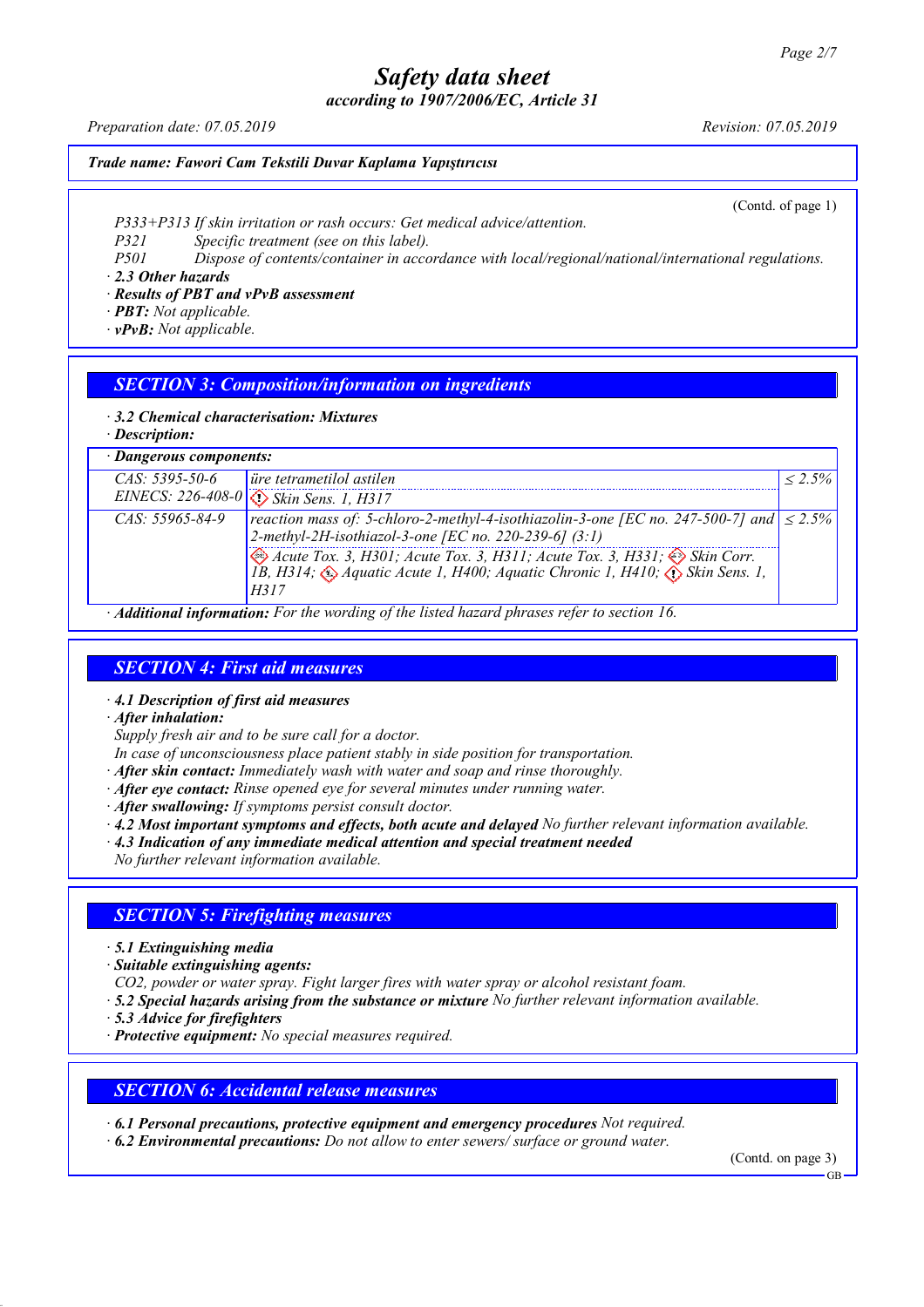*Safety data sheet*
*according to 1907/2006/EC, Article 31*

*Preparation date: 07.05.2019* *Revision: 07.05.2019*

***Trade name: Fawori Cam Tekstili Duvar Kaplama Yapıştırıcısı***

(Contd. of page 1)

*P333+P313 If skin irritation or rash occurs: Get medical advice/attention.*
*P321 Specific treatment (see on this label).*
*P501 Dispose of contents/container in accordance with local/regional/national/international regulations.*

· ***2.3 Other hazards***
· ***Results of PBT and vPvB assessment***
· ***PBT:*** *Not applicable.*
· ***vPvB:*** *Not applicable.*

## SECTION 3: Composition/information on ingredients

· ***3.2 Chemical characterisation: Mixtures***
· ***Description:***

| · **Dangerous components:** | | |
|---|---|---|
| CAS: 5395-50-6 EINECS: 226-408-0 | üre tetrametilol astilen<br>Skin Sens. 1, H317 | ≤ 2.5% |
| CAS: 55965-84-9 | reaction mass of: 5-chloro-2-methyl-4-isothiazolin-3-one [EC no. 247-500-7] and 2-methyl-2H-isothiazol-3-one [EC no. 220-239-6] (3:1)<br>Acute Tox. 3, H301; Acute Tox. 3, H311; Acute Tox. 3, H331; Skin Corr. 1B, H314; Aquatic Acute 1, H400; Aquatic Chronic 1, H410; Skin Sens. 1, H317 | ≤ 2.5% |

· ***Additional information:*** *For the wording of the listed hazard phrases refer to section 16.*

## SECTION 4: First aid measures

· ***4.1 Description of first aid measures***
· ***After inhalation:***
*Supply fresh air and to be sure call for a doctor.*
*In case of unconsciousness place patient stably in side position for transportation.*
· ***After skin contact:*** *Immediately wash with water and soap and rinse thoroughly.*
· ***After eye contact:*** *Rinse opened eye for several minutes under running water.*
· ***After swallowing:*** *If symptoms persist consult doctor.*
· ***4.2 Most important symptoms and effects, both acute and delayed*** *No further relevant information available.*
· ***4.3 Indication of any immediate medical attention and special treatment needed***
*No further relevant information available.*

## SECTION 5: Firefighting measures

· ***5.1 Extinguishing media***
· ***Suitable extinguishing agents:***
*CO2, powder or water spray. Fight larger fires with water spray or alcohol resistant foam.*
· ***5.2 Special hazards arising from the substance or mixture*** *No further relevant information available.*
· ***5.3 Advice for firefighters***
· ***Protective equipment:*** *No special measures required.*

## SECTION 6: Accidental release measures

· ***6.1 Personal precautions, protective equipment and emergency procedures*** *Not required.*
· ***6.2 Environmental precautions:*** *Do not allow to enter sewers/ surface or ground water.*

(Contd. on page 3)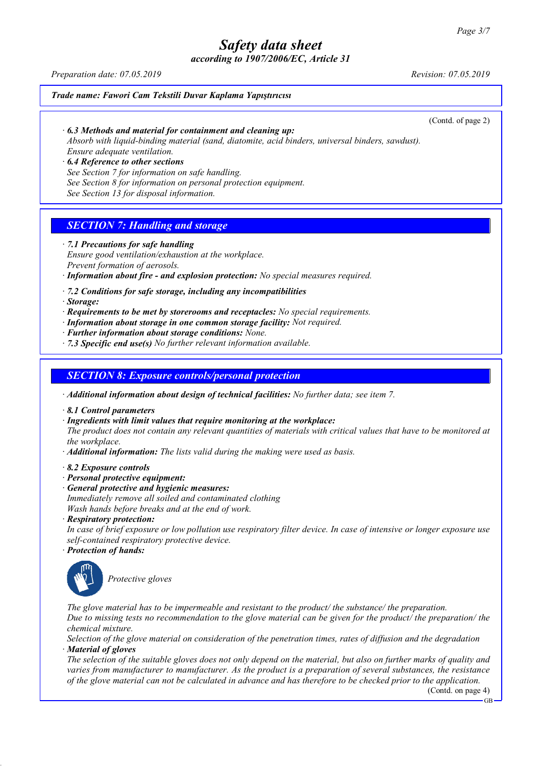**Trade name: Fawori Cam Tekstili Duvar Kaplama Yapıştırıcısı**

(Contd. of page 2)

· **6.3 Methods and material for containment and cleaning up:**
Absorb with liquid-binding material (sand, diatomite, acid binders, universal binders, sawdust).
Ensure adequate ventilation.

· **6.4 Reference to other sections**
See Section 7 for information on safe handling.
See Section 8 for information on personal protection equipment.
See Section 13 for disposal information.

## SECTION 7: Handling and storage

· **7.1 Precautions for safe handling**
Ensure good ventilation/exhaustion at the workplace.
Prevent formation of aerosols.

· **Information about fire - and explosion protection:** No special measures required.

· **7.2 Conditions for safe storage, including any incompatibilities**

· **Storage:**

· **Requirements to be met by storerooms and receptacles:** No special requirements.

· **Information about storage in one common storage facility:** Not required.

· **Further information about storage conditions:** None.

· **7.3 Specific end use(s)** No further relevant information available.

## SECTION 8: Exposure controls/personal protection

· **Additional information about design of technical facilities:** No further data; see item 7.

· **8.1 Control parameters**

· **Ingredients with limit values that require monitoring at the workplace:**
The product does not contain any relevant quantities of materials with critical values that have to be monitored at the workplace.

· **Additional information:** The lists valid during the making were used as basis.

· **8.2 Exposure controls**

· **Personal protective equipment:**

· **General protective and hygienic measures:**
Immediately remove all soiled and contaminated clothing
Wash hands before breaks and at the end of work.

· **Respiratory protection:**
In case of brief exposure or low pollution use respiratory filter device. In case of intensive or longer exposure use self-contained respiratory protective device.

· **Protection of hands:**

Protective gloves

The glove material has to be impermeable and resistant to the product/ the substance/ the preparation.
Due to missing tests no recommendation to the glove material can be given for the product/ the preparation/ the chemical mixture.
Selection of the glove material on consideration of the penetration times, rates of diffusion and the degradation

· **Material of gloves**
The selection of the suitable gloves does not only depend on the material, but also on further marks of quality and varies from manufacturer to manufacturer. As the product is a preparation of several substances, the resistance of the glove material can not be calculated in advance and has therefore to be checked prior to the application.

(Contd. on page 4)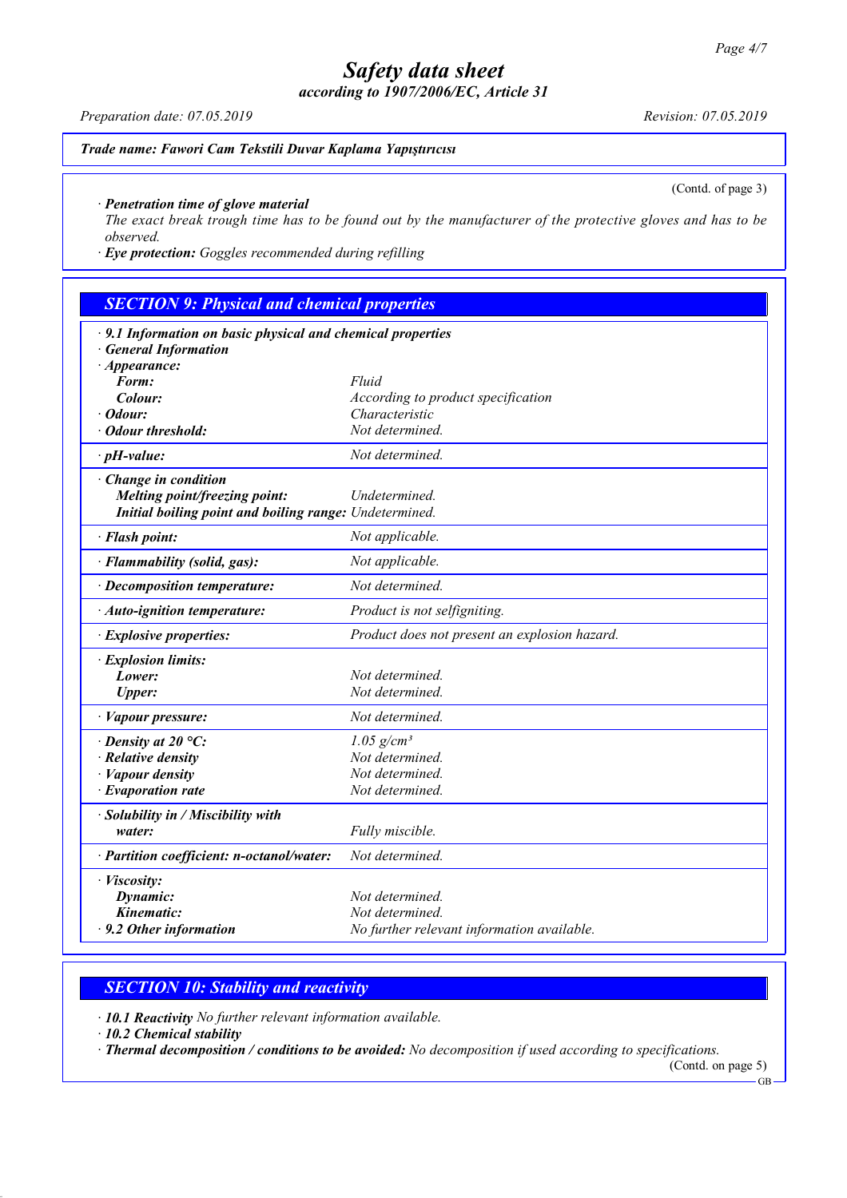*Trade name: Fawori Cam Tekstili Duvar Kaplama Yapıştırıcısı*

(Contd. of page 3)

· **Penetration time of glove material**
The exact break trough time has to be found out by the manufacturer of the protective gloves and has to be observed.

· **Eye protection:** Goggles recommended during refilling

## SECTION 9: Physical and chemical properties

· **9.1 Information on basic physical and chemical properties**
· **General Information**

| | |
|---|---|
| · **Appearance:** | |
| **Form:** | Fluid |
| **Colour:** | According to product specification |
| · **Odour:** | Characteristic |
| · **Odour threshold:** | Not determined. |
| · **pH-value:** | Not determined. |
| · **Change in condition** | |
| **Melting point/freezing point:** | Undetermined. |
| **Initial boiling point and boiling range:** | Undetermined. |
| · **Flash point:** | Not applicable. |
| · **Flammability (solid, gas):** | Not applicable. |
| · **Decomposition temperature:** | Not determined. |
| · **Auto-ignition temperature:** | Product is not selfigniting. |
| · **Explosive properties:** | Product does not present an explosion hazard. |
| · **Explosion limits:** | |
| **Lower:** | Not determined. |
| **Upper:** | Not determined. |
| · **Vapour pressure:** | Not determined. |
| · **Density at 20 °C:** | 1.05 g/cm³ |
| · **Relative density** | Not determined. |
| · **Vapour density** | Not determined. |
| · **Evaporation rate** | Not determined. |
| · **Solubility in / Miscibility with water:** | Fully miscible. |
| · **Partition coefficient: n-octanol/water:** | Not determined. |
| · **Viscosity:** | |
| **Dynamic:** | Not determined. |
| **Kinematic:** | Not determined. |
| · **9.2 Other information** | No further relevant information available. |

## SECTION 10: Stability and reactivity

· **10.1 Reactivity** No further relevant information available.
· **10.2 Chemical stability**
· **Thermal decomposition / conditions to be avoided:** No decomposition if used according to specifications.

(Contd. on page 5)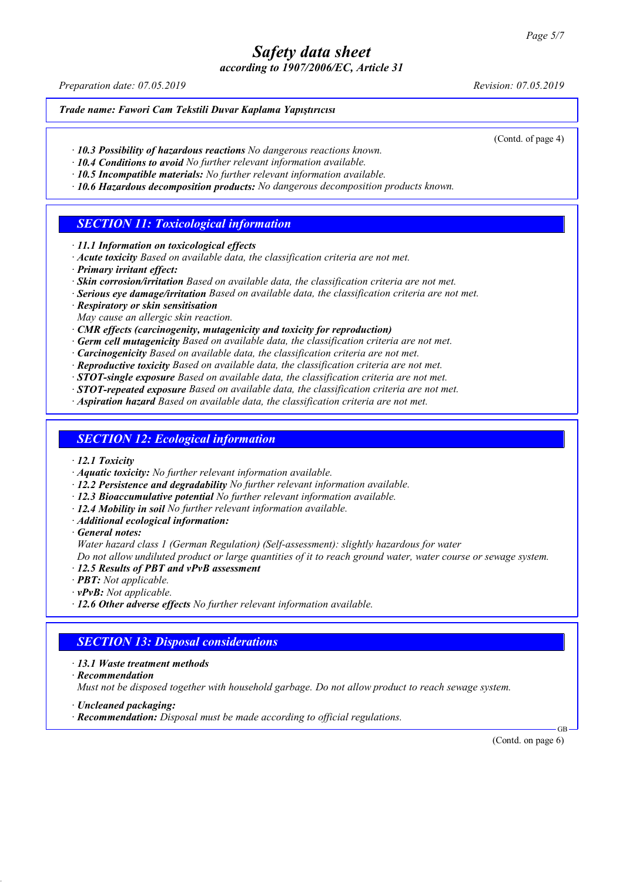*Trade name: Fawori Cam Tekstili Duvar Kaplama Yapıştırıcısı*

(Contd. of page 4)

· ***10.3 Possibility of hazardous reactions*** *No dangerous reactions known.*
· ***10.4 Conditions to avoid*** *No further relevant information available.*
· ***10.5 Incompatible materials:*** *No further relevant information available.*
· ***10.6 Hazardous decomposition products:*** *No dangerous decomposition products known.*

## SECTION 11: Toxicological information

· ***11.1 Information on toxicological effects***
· ***Acute toxicity*** *Based on available data, the classification criteria are not met.*
· ***Primary irritant effect:***
· ***Skin corrosion/irritation*** *Based on available data, the classification criteria are not met.*
· ***Serious eye damage/irritation*** *Based on available data, the classification criteria are not met.*
· ***Respiratory or skin sensitisation***
*May cause an allergic skin reaction.*
· ***CMR effects (carcinogenity, mutagenicity and toxicity for reproduction)***
· ***Germ cell mutagenicity*** *Based on available data, the classification criteria are not met.*
· ***Carcinogenicity*** *Based on available data, the classification criteria are not met.*
· ***Reproductive toxicity*** *Based on available data, the classification criteria are not met.*
· ***STOT-single exposure*** *Based on available data, the classification criteria are not met.*
· ***STOT-repeated exposure*** *Based on available data, the classification criteria are not met.*
· ***Aspiration hazard*** *Based on available data, the classification criteria are not met.*

## SECTION 12: Ecological information

· ***12.1 Toxicity***
· ***Aquatic toxicity:*** *No further relevant information available.*
· ***12.2 Persistence and degradability*** *No further relevant information available.*
· ***12.3 Bioaccumulative potential*** *No further relevant information available.*
· ***12.4 Mobility in soil*** *No further relevant information available.*
· ***Additional ecological information:***
· ***General notes:***
*Water hazard class 1 (German Regulation) (Self-assessment): slightly hazardous for water*
*Do not allow undiluted product or large quantities of it to reach ground water, water course or sewage system.*
· ***12.5 Results of PBT and vPvB assessment***
· ***PBT:*** *Not applicable.*
· ***vPvB:*** *Not applicable.*
· ***12.6 Other adverse effects*** *No further relevant information available.*

## SECTION 13: Disposal considerations

· ***13.1 Waste treatment methods***
· ***Recommendation***
*Must not be disposed together with household garbage. Do not allow product to reach sewage system.*

· ***Uncleaned packaging:***
· ***Recommendation:*** *Disposal must be made according to official regulations.*

(Contd. on page 6)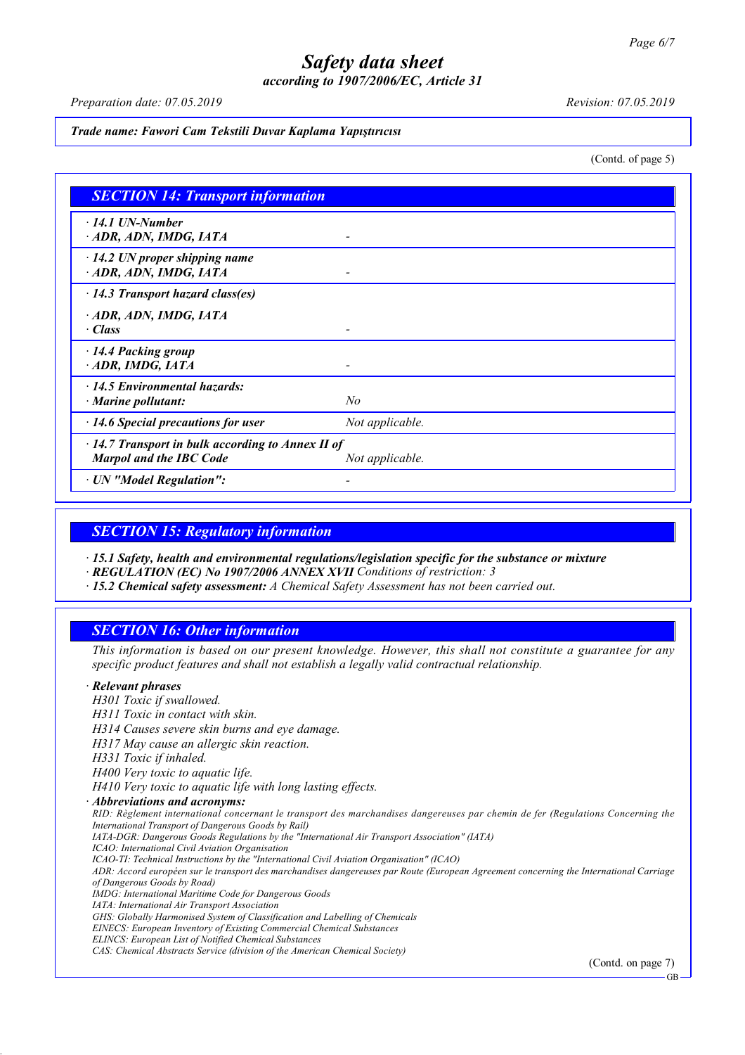# Safety data sheet
*according to 1907/2006/EC, Article 31*

*Preparation date: 07.05.2019* *Revision: 07.05.2019*

***Trade name: Fawori Cam Tekstili Duvar Kaplama Yapıştırıcısı***

(Contd. of page 5)

## SECTION 14: Transport information

| | |
|---|---|
| **· 14.1 UN-Number** · **ADR, ADN, IMDG, IATA** | - |
| **· 14.2 UN proper shipping name** · **ADR, ADN, IMDG, IATA** | - |
| **· 14.3 Transport hazard class(es)** | |
| **· ADR, ADN, IMDG, IATA** · **Class** | - |
| **· 14.4 Packing group** · **ADR, IMDG, IATA** | - |
| **· 14.5 Environmental hazards:** · **Marine pollutant:** | *No* |
| **· 14.6 Special precautions for user** | *Not applicable.* |
| **· 14.7 Transport in bulk according to Annex II of Marpol and the IBC Code** | *Not applicable.* |
| **· UN "Model Regulation":** | - |

## SECTION 15: Regulatory information

· ***15.1 Safety, health and environmental regulations/legislation specific for the substance or mixture***
· ***REGULATION (EC) No 1907/2006 ANNEX XVII*** *Conditions of restriction: 3*
· ***15.2 Chemical safety assessment:*** *A Chemical Safety Assessment has not been carried out.*

## SECTION 16: Other information

*This information is based on our present knowledge. However, this shall not constitute a guarantee for any specific product features and shall not establish a legally valid contractual relationship.*

· ***Relevant phrases***
*H301 Toxic if swallowed.*
*H311 Toxic in contact with skin.*
*H314 Causes severe skin burns and eye damage.*
*H317 May cause an allergic skin reaction.*
*H331 Toxic if inhaled.*
*H400 Very toxic to aquatic life.*
*H410 Very toxic to aquatic life with long lasting effects.*

· ***Abbreviations and acronyms:***
*RID: Règlement international concernant le transport des marchandises dangereuses par chemin de fer (Regulations Concerning the International Transport of Dangerous Goods by Rail)*
*IATA-DGR: Dangerous Goods Regulations by the "International Air Transport Association" (IATA)*
*ICAO: International Civil Aviation Organisation*
*ICAO-TI: Technical Instructions by the "International Civil Aviation Organisation" (ICAO)*
*ADR: Accord européen sur le transport des marchandises dangereuses par Route (European Agreement concerning the International Carriage of Dangerous Goods by Road)*
*IMDG: International Maritime Code for Dangerous Goods*
*IATA: International Air Transport Association*
*GHS: Globally Harmonised System of Classification and Labelling of Chemicals*
*EINECS: European Inventory of Existing Commercial Chemical Substances*
*ELINCS: European List of Notified Chemical Substances*
*CAS: Chemical Abstracts Service (division of the American Chemical Society)*

(Contd. on page 7)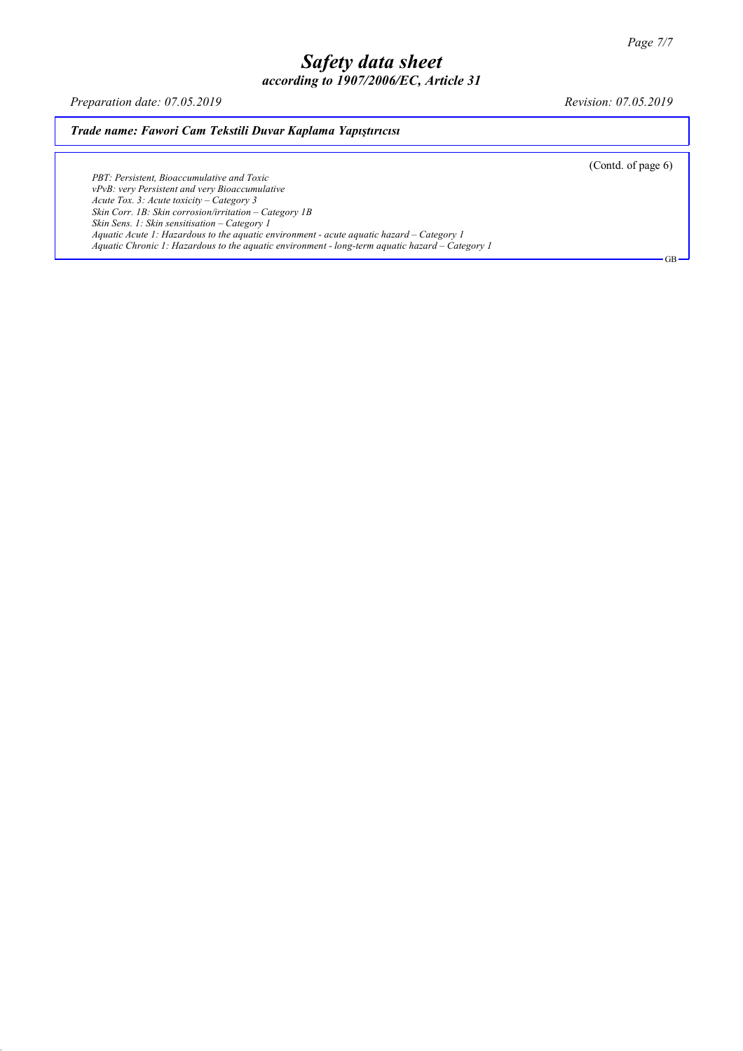**Trade name: Fawori Cam Tekstili Duvar Kaplama Yapıştırıcısı**

(Contd. of page 6)

*PBT: Persistent, Bioaccumulative and Toxic*
*vPvB: very Persistent and very Bioaccumulative*
*Acute Tox. 3: Acute toxicity – Category 3*
*Skin Corr. 1B: Skin corrosion/irritation – Category 1B*
*Skin Sens. 1: Skin sensitisation – Category 1*
*Aquatic Acute 1: Hazardous to the aquatic environment - acute aquatic hazard – Category 1*
*Aquatic Chronic 1: Hazardous to the aquatic environment - long-term aquatic hazard – Category 1*

GB